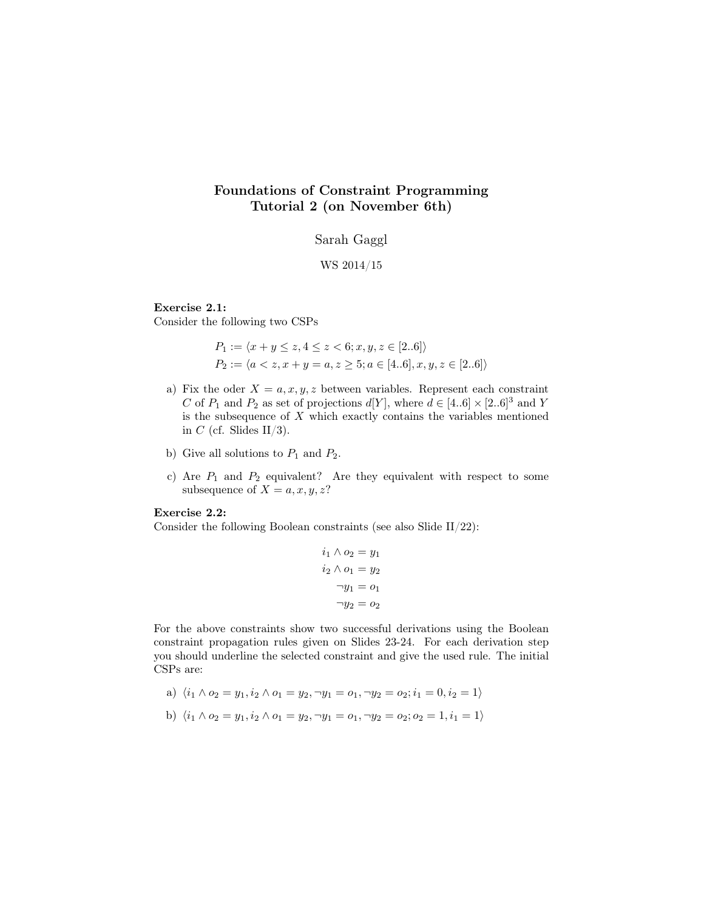# Foundations of Constraint Programming
# Tutorial 2 (on November 6th)

Sarah Gaggl

WS 2014/15

**Exercise 2.1:**
Consider the following two CSPs

$$P_1 := \langle x + y \leq z, 4 \leq z < 6; x, y, z \in [2..6] \rangle$$
$$P_2 := \langle a < z, x + y = a, z \geq 5; a \in [4..6], x, y, z \in [2..6] \rangle$$

a) Fix the oder $X = a, x, y, z$ between variables. Represent each constraint $C$ of $P_1$ and $P_2$ as set of projections $d[Y]$, where $d \in [4..6] \times [2..6]^3$ and $Y$ is the subsequence of $X$ which exactly contains the variables mentioned in $C$ (cf. Slides II/3).

b) Give all solutions to $P_1$ and $P_2$.

c) Are $P_1$ and $P_2$ equivalent? Are they equivalent with respect to some subsequence of $X = a, x, y, z$?

**Exercise 2.2:**
Consider the following Boolean constraints (see also Slide II/22):

$$i_1 \wedge o_2 = y_1$$
$$i_2 \wedge o_1 = y_2$$
$$\neg y_1 = o_1$$
$$\neg y_2 = o_2$$

For the above constraints show two successful derivations using the Boolean constraint propagation rules given on Slides 23-24. For each derivation step you should underline the selected constraint and give the used rule. The initial CSPs are:

a) $\langle i_1 \wedge o_2 = y_1, i_2 \wedge o_1 = y_2, \neg y_1 = o_1, \neg y_2 = o_2; i_1 = 0, i_2 = 1 \rangle$

b) $\langle i_1 \wedge o_2 = y_1, i_2 \wedge o_1 = y_2, \neg y_1 = o_1, \neg y_2 = o_2; o_2 = 1, i_1 = 1 \rangle$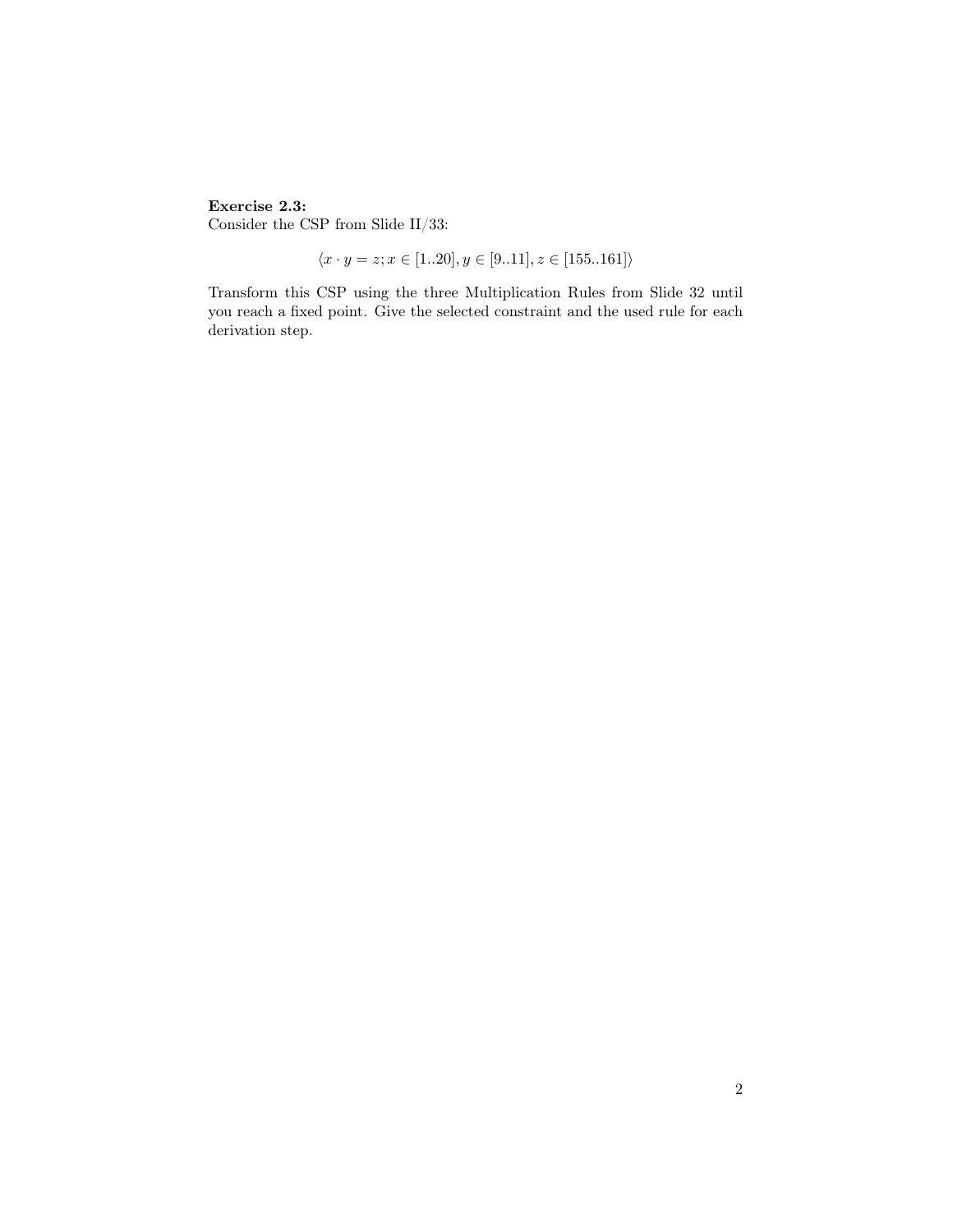**Exercise 2.3:**
Consider the CSP from Slide II/33:

$$\langle x \cdot y = z; x \in [1..20], y \in [9..11], z \in [155..161] \rangle$$

Transform this CSP using the three Multiplication Rules from Slide 32 until you reach a fixed point. Give the selected constraint and the used rule for each derivation step.